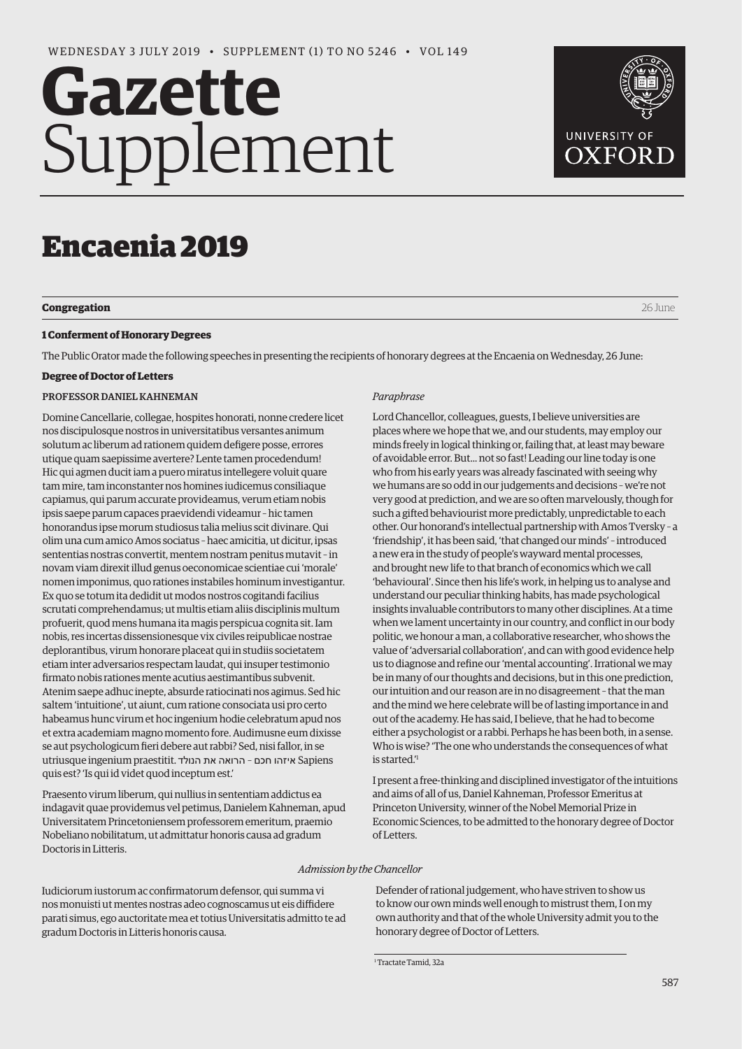# Gazette Supplement

WEDNESDAY 3 JULY 2019 • SUPPLEMENT (1) TO NO 5246 • VOL 149

# Encaenia 2019

## Congregation

26 June

### 1 Conferment of Honorary Degrees

The Public Orator made the following speeches in presenting the recipients of honorary degrees at the Encaenia on Wednesday, 26 June:

#### Degree of Doctor of Letters

**PROFESSOR DANIEL KAHNEMAN**

Domine Cancellarie, collegae, hospites honorati, nonne credere licet nos discipulosque nostros in universitatibus versantes animum solutum ac liberum ad rationem quidem defigere posse, errores utique quam saepissime avertere? Lente tamen procedendum! Hic qui agmen ducit iam a puero miratus intellegere voluit quare tam mire, tam inconstanter nos homines iudicemus consiliaque capiamus, qui parum accurate provideamus, verum etiam nobis ipsis saepe parum capaces praevidendi videamur – hic tamen honorandus ipse morum studiosus talia melius scit divinare. Qui olim una cum amico Amos sociatus – haec amicitia, ut dicitur, ipsas sententias nostras convertit, mentem nostram penitus mutavit – in novam viam direxit illud genus oeconomicae scientiae cui 'morale' nomen imponimus, quo rationes instabiles hominum investigantur. Ex quo se totum ita dedidit ut modos nostros cogitandi facilius scrutati comprehendamus; ut multis etiam aliis disciplinis multum profuerit, quod mens humana ita magis perspicua cognita sit. Iam nobis, res incertas dissensionesque vix civiles reipublicae nostrae deplorantibus, virum honorare placeat qui in studiis societatem etiam inter adversarios respectam laudat, qui insuper testimonio firmato nobis rationes mente acutius aestimantibus subvenit. Atenim saepe adhuc inepte, absurde ratiocinati nos agimus. Sed hic saltem 'intuitione', ut aiunt, cum ratione consociata usi pro certo habeamus hunc virum et hoc ingenium hodie celebratum apud nos et extra academiam magno momento fore. Audimusne eum dixisse se aut psychologicum fieri debere aut rabbi? Sed, nisi fallor, in se utriusque ingenium praestitit. איזהו חכם – הרואה את הנולד Sapiens quis est? 'Is qui id videt quod inceptum est.'

Praesento virum liberum, qui nullius in sententiam addictus ea indagavit quae providemus vel petimus, Danielem Kahneman, apud Universitatem Princetoniensem professorem emeritum, praemio Nobeliano nobilitatum, ut admittatur honoris causa ad gradum Doctoris in Litteris.

*Paraphrase*

Lord Chancellor, colleagues, guests, I believe universities are places where we hope that we, and our students, may employ our minds freely in logical thinking or, failing that, at least may beware of avoidable error. But… not so fast! Leading our line today is one who from his early years was already fascinated with seeing why we humans are so odd in our judgements and decisions – we're not very good at prediction, and we are so often marvelously, though for such a gifted behaviourist more predictably, unpredictable to each other. Our honorand's intellectual partnership with Amos Tversky – a 'friendship', it has been said, 'that changed our minds' – introduced a new era in the study of people's wayward mental processes, and brought new life to that branch of economics which we call 'behavioural'. Since then his life's work, in helping us to analyse and understand our peculiar thinking habits, has made psychological insights invaluable contributors to many other disciplines. At a time when we lament uncertainty in our country, and conflict in our body politic, we honour a man, a collaborative researcher, who shows the value of 'adversarial collaboration', and can with good evidence help us to diagnose and refine our 'mental accounting'. Irrational we may be in many of our thoughts and decisions, but in this one prediction, our intuition and our reason are in no disagreement – that the man and the mind we here celebrate will be of lasting importance in and out of the academy. He has said, I believe, that he had to become either a psychologist or a rabbi. Perhaps he has been both, in a sense. Who is wise? 'The one who understands the consequences of what is started.'[1]

I present a free-thinking and disciplined investigator of the intuitions and aims of all of us, Daniel Kahneman, Professor Emeritus at Princeton University, winner of the Nobel Memorial Prize in Economic Sciences, to be admitted to the honorary degree of Doctor of Letters.

*Admission by the Chancellor*

Iudiciorum iustorum ac confirmatorum defensor, qui summa vi nos monuisti ut mentes nostras adeo cognoscamus ut eis diffidere parati simus, ego auctoritate mea et totius Universitatis admitto te ad gradum Doctoris in Litteris honoris causa.

Defender of rational judgement, who have striven to show us to know our own minds well enough to mistrust them, I on my own authority and that of the whole University admit you to the honorary degree of Doctor of Letters.

[1] Tractate Tamid, 32a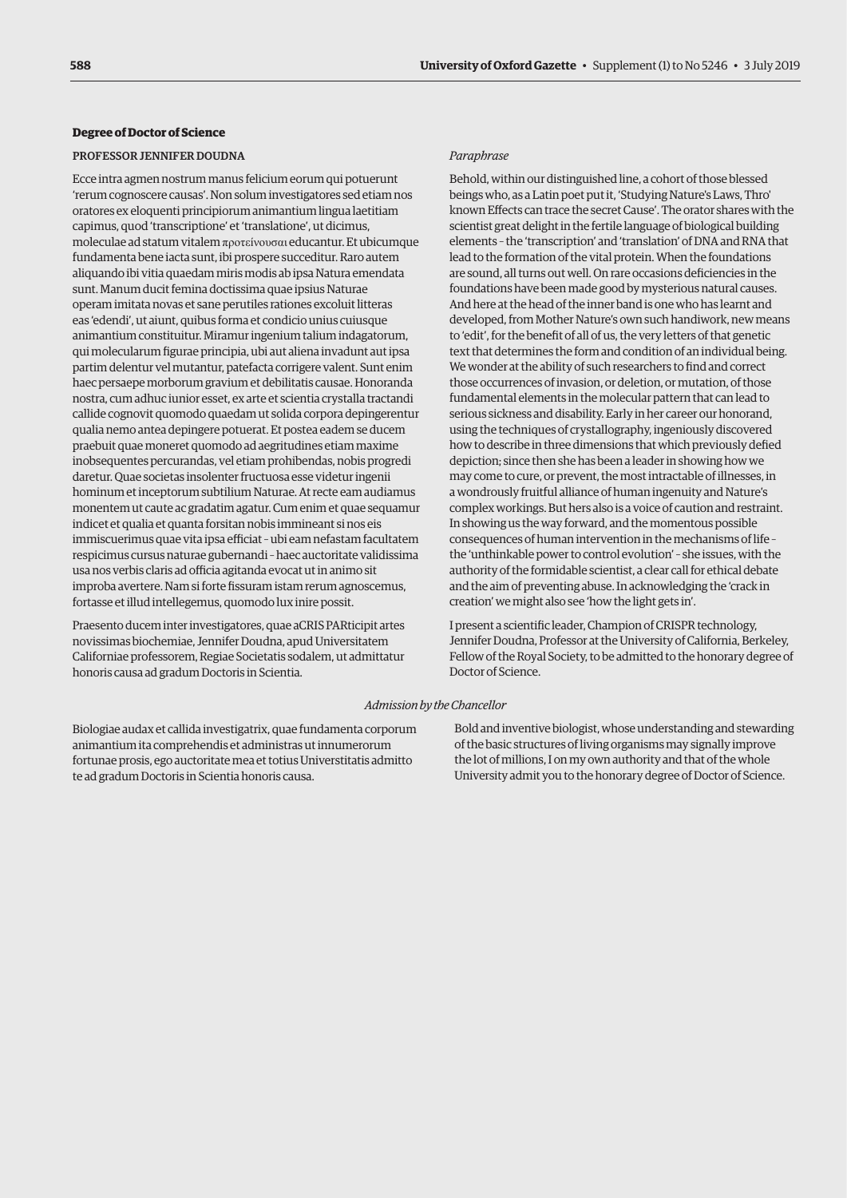### Degree of Doctor of Science

#### PROFESSOR JENNIFER DOUDNA

Ecce intra agmen nostrum manus felicium eorum qui potuerunt 'rerum cognoscere causas'. Non solum investigatores sed etiam nos oratores ex eloquenti principiorum animantium lingua laetitiam capimus, quod 'transcriptione' et 'translatione', ut dicimus, moleculae ad statum vitalem προτείνουσαι educantur. Et ubicumque fundamenta bene iacta sunt, ibi prospere succeditur. Raro autem aliquando ibi vitia quaedam miris modis ab ipsa Natura emendata sunt. Manum ducit femina doctissima quae ipsius Naturae operam imitata novas et sane perutiles rationes excoluit litteras eas 'edendi', ut aiunt, quibus forma et condicio unius cuiusque animantium constituitur. Miramur ingenium talium indagatorum, qui molecularum figurae principia, ubi aut aliena invadunt aut ipsa partim delentur vel mutantur, patefacta corrigere valent. Sunt enim haec persaepe morborum gravium et debilitatis causae. Honoranda nostra, cum adhuc iunior esset, ex arte et scientia crystalla tractandi callide cognovit quomodo quaedam ut solida corpora depingerentur qualia nemo antea depingere potuerat. Et postea eadem se ducem praebuit quae moneret quomodo ad aegritudines etiam maxime inobsequentes percurandas, vel etiam prohibendas, nobis progredi daretur. Quae societas insolenter fructuosa esse videtur ingenii hominum et inceptorum subtilium Naturae. At recte eam audiamus monentem ut caute ac gradatim agatur. Cum enim et quae sequamur indicet et qualia et quanta forsitan nobis immineant si nos eis immiscuerimus quae vita ipsa efficiat – ubi eam nefastam facultatem respicimus cursus naturae gubernandi – haec auctoritate validissima usa nos verbis claris ad officia agitanda evocat ut in animo sit improba avertere. Nam si forte fissuram istam rerum agnoscemus, fortasse et illud intellegemus, quomodo lux inire possit.

Praesento ducem inter investigatores, quae aCRIS PARticipit artes novissimas biochemiae, Jennifer Doudna, apud Universitatem Californiae professorem, Regiae Societatis sodalem, ut admittatur honoris causa ad gradum Doctoris in Scientia.

*Paraphrase*

Behold, within our distinguished line, a cohort of those blessed beings who, as a Latin poet put it, 'Studying Nature's Laws, Thro' known Effects can trace the secret Cause'. The orator shares with the scientist great delight in the fertile language of biological building elements – the 'transcription' and 'translation' of DNA and RNA that lead to the formation of the vital protein. When the foundations are sound, all turns out well. On rare occasions deficiencies in the foundations have been made good by mysterious natural causes. And here at the head of the inner band is one who has learnt and developed, from Mother Nature's own such handiwork, new means to 'edit', for the benefit of all of us, the very letters of that genetic text that determines the form and condition of an individual being. We wonder at the ability of such researchers to find and correct those occurrences of invasion, or deletion, or mutation, of those fundamental elements in the molecular pattern that can lead to serious sickness and disability. Early in her career our honorand, using the techniques of crystallography, ingeniously discovered how to describe in three dimensions that which previously defied depiction; since then she has been a leader in showing how we may come to cure, or prevent, the most intractable of illnesses, in a wondrously fruitful alliance of human ingenuity and Nature's complex workings. But hers also is a voice of caution and restraint. In showing us the way forward, and the momentous possible consequences of human intervention in the mechanisms of life – the 'unthinkable power to control evolution' – she issues, with the authority of the formidable scientist, a clear call for ethical debate and the aim of preventing abuse. In acknowledging the 'crack in creation' we might also see 'how the light gets in'.

I present a scientific leader, Champion of CRISPR technology, Jennifer Doudna, Professor at the University of California, Berkeley, Fellow of the Royal Society, to be admitted to the honorary degree of Doctor of Science.

*Admission by the Chancellor*

Biologiae audax et callida investigatrix, quae fundamenta corporum animantium ita comprehendis et administras ut innumerorum fortunae prosis, ego auctoritate mea et totius Universtitatis admitto te ad gradum Doctoris in Scientia honoris causa.

Bold and inventive biologist, whose understanding and stewarding of the basic structures of living organisms may signally improve the lot of millions, I on my own authority and that of the whole University admit you to the honorary degree of Doctor of Science.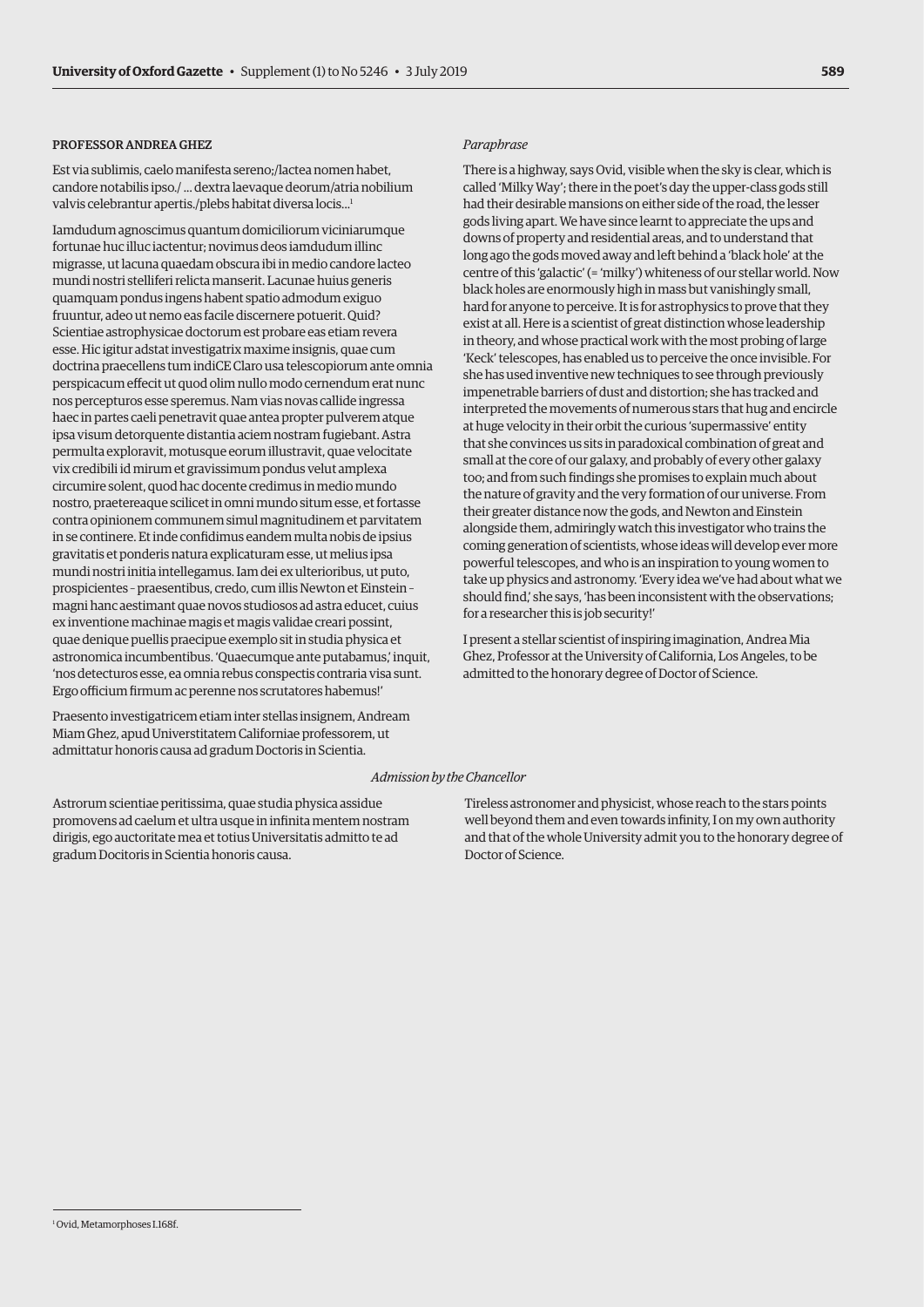## PROFESSOR ANDREA GHEZ

Est via sublimis, caelo manifesta sereno;/lactea nomen habet, candore notabilis ipso./ … dextra laevaque deorum/atria nobilium valvis celebrantur apertis./plebs habitat diversa locis…[1]

Iamdudum agnoscimus quantum domiciliorum viciniarumque fortunae huc illuc iactentur; novimus deos iamdudum illinc migrasse, ut lacuna quaedam obscura ibi in medio candore lacteo mundi nostri stelliferi relicta manserit. Lacunae huius generis quamquam pondus ingens habent spatio admodum exiguo fruuntur, adeo ut nemo eas facile discernere potuerit. Quid? Scientiae astrophysicae doctorum est probare eas etiam revera esse. Hic igitur adstat investigatrix maxime insignis, quae cum doctrina praecellens tum indiCE Claro usa telescopiorum ante omnia perspicacum effecit ut quod olim nullo modo cernendum erat nunc nos percepturos esse speremus. Nam vias novas callide ingressa haec in partes caeli penetravit quae antea propter pulverem atque ipsa visum detorquente distantia aciem nostram fugiebant. Astra permulta exploravit, motusque eorum illustravit, quae velocitate vix credibili id mirum et gravissimum pondus velut amplexa circumire solent, quod hac docente credimus in medio mundo nostro, praetereaque scilicet in omni mundo situm esse, et fortasse contra opinionem communem simul magnitudinem et parvitatem in se continere. Et inde confidimus eandem multa nobis de ipsius gravitatis et ponderis natura explicaturam esse, ut melius ipsa mundi nostri initia intellegamus. Iam dei ex ulterioribus, ut puto, prospicientes – praesentibus, credo, cum illis Newton et Einstein – magni hanc aestimant quae novos studiosos ad astra educet, cuius ex inventione machinae magis et magis validae creari possint, quae denique puellis praecipue exemplo sit in studia physica et astronomica incumbentibus. 'Quaecumque ante putabamus,' inquit, 'nos detecturos esse, ea omnia rebus conspectis contraria visa sunt. Ergo officium firmum ac perenne nos scrutatores habemus!'

Praesento investigatricem etiam inter stellas insignem, Andream Miam Ghez, apud Universtitatem Californiae professorem, ut admittatur honoris causa ad gradum Doctoris in Scientia.

*Paraphrase*

There is a highway, says Ovid, visible when the sky is clear, which is called 'Milky Way'; there in the poet's day the upper-class gods still had their desirable mansions on either side of the road, the lesser gods living apart. We have since learnt to appreciate the ups and downs of property and residential areas, and to understand that long ago the gods moved away and left behind a 'black hole' at the centre of this 'galactic' (= 'milky') whiteness of our stellar world. Now black holes are enormously high in mass but vanishingly small, hard for anyone to perceive. It is for astrophysics to prove that they exist at all. Here is a scientist of great distinction whose leadership in theory, and whose practical work with the most probing of large 'Keck' telescopes, has enabled us to perceive the once invisible. For she has used inventive new techniques to see through previously impenetrable barriers of dust and distortion; she has tracked and interpreted the movements of numerous stars that hug and encircle at huge velocity in their orbit the curious 'supermassive' entity that she convinces us sits in paradoxical combination of great and small at the core of our galaxy, and probably of every other galaxy too; and from such findings she promises to explain much about the nature of gravity and the very formation of our universe. From their greater distance now the gods, and Newton and Einstein alongside them, admiringly watch this investigator who trains the coming generation of scientists, whose ideas will develop ever more powerful telescopes, and who is an inspiration to young women to take up physics and astronomy. 'Every idea we've had about what we should find,' she says, 'has been inconsistent with the observations; for a researcher this is job security!'

I present a stellar scientist of inspiring imagination, Andrea Mia Ghez, Professor at the University of California, Los Angeles, to be admitted to the honorary degree of Doctor of Science.

*Admission by the Chancellor*

Astrorum scientiae peritissima, quae studia physica assidue promovens ad caelum et ultra usque in infinita mentem nostram dirigis, ego auctoritate mea et totius Universitatis admitto te ad gradum Docitoris in Scientia honoris causa.

Tireless astronomer and physicist, whose reach to the stars points well beyond them and even towards infinity, I on my own authority and that of the whole University admit you to the honorary degree of Doctor of Science.

[1] Ovid, Metamorphoses I.168f.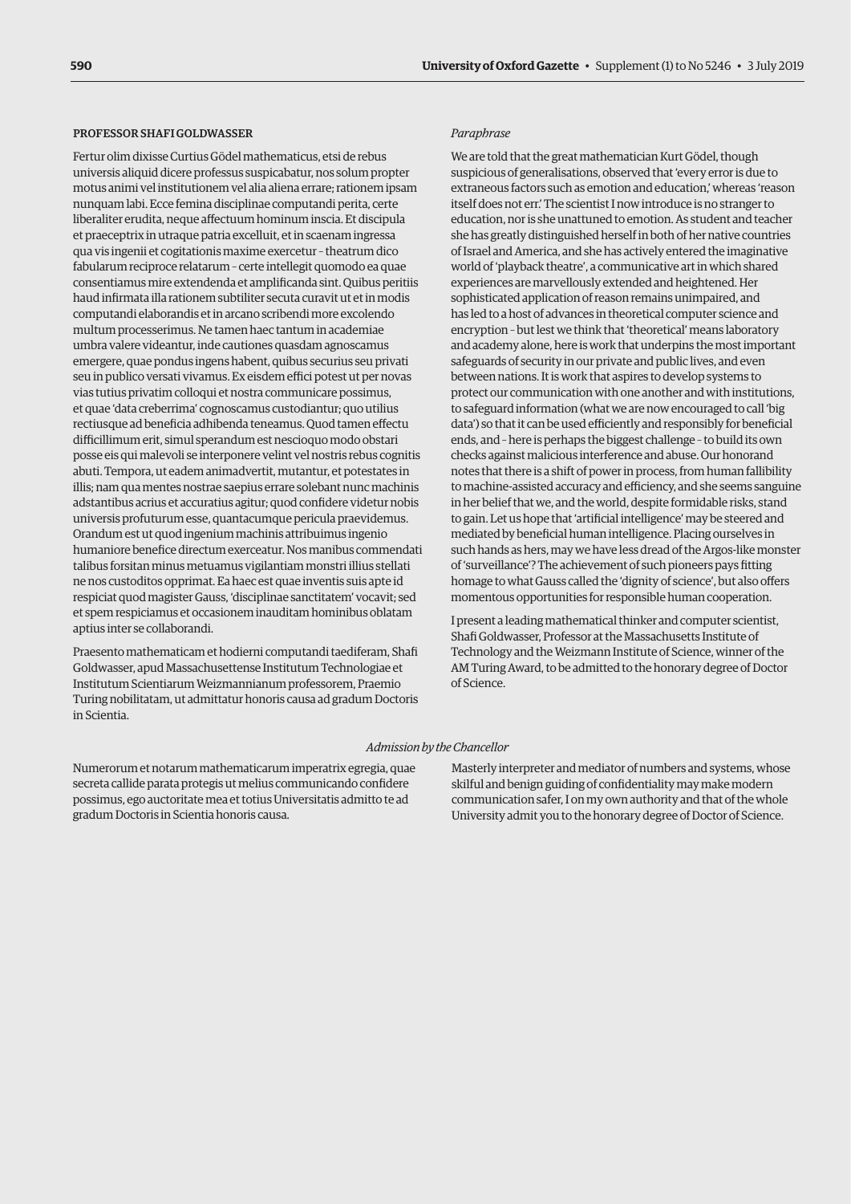### PROFESSOR SHAFI GOLDWASSER

Fertur olim dixisse Curtius Gödel mathematicus, etsi de rebus universis aliquid dicere professus suspicabatur, nos solum propter motus animi vel institutionem vel alia aliena errare; rationem ipsam nunquam labi. Ecce femina disciplinae computandi perita, certe liberaliter erudita, neque affectuum hominum inscia. Et discipula et praeceptrix in utraque patria excelluit, et in scaenam ingressa qua vis ingenii et cogitationis maxime exercetur – theatrum dico fabularum reciproce relatarum – certe intellegit quomodo ea quae consentiamus mire extendenda et amplificanda sint. Quibus peritiis haud infirmata illa rationem subtiliter secuta curavit ut et in modis computandi elaborandis et in arcano scribendi more excolendo multum processerimus. Ne tamen haec tantum in academiae umbra valere videantur, inde cautiones quasdam agnoscamus emergere, quae pondus ingens habent, quibus securius seu privati seu in publico versati vivamus. Ex eisdem effici potest ut per novas vias tutius privatim colloqui et nostra communicare possimus, et quae 'data creberrima' cognoscamus custodiantur; quo utilius rectiusque ad beneficia adhibenda teneamus. Quod tamen effectu difficillimum erit, simul sperandum est nescioquo modo obstari posse eis qui malevoli se interponere velint vel nostris rebus cognitis abuti. Tempora, ut eadem animadvertit, mutantur, et potestates in illis; nam qua mentes nostrae saepius errare solebant nunc machinis adstantibus acrius et accuratius agitur; quod confidere videtur nobis universis profuturum esse, quantacumque pericula praevidemus. Orandum est ut quod ingenium machinis attribuimus ingenio humaniore benefice directum exerceatur. Nos manibus commendati talibus forsitan minus metuamus vigilantiam monstri illius stellati ne nos custoditos opprimat. Ea haec est quae inventis suis apte id respiciat quod magister Gauss, 'disciplinae sanctitatem' vocavit; sed et spem respiciamus et occasionem inauditam hominibus oblatam aptius inter se collaborandi.

Praesento mathematicam et hodierni computandi taediferam, Shafi Goldwasser, apud Massachusettense Institutum Technologiae et Institutum Scientiarum Weizmannianum professorem, Praemio Turing nobilitatam, ut admittatur honoris causa ad gradum Doctoris in Scientia.

*Paraphrase*

We are told that the great mathematician Kurt Gödel, though suspicious of generalisations, observed that 'every error is due to extraneous factors such as emotion and education,' whereas 'reason itself does not err.' The scientist I now introduce is no stranger to education, nor is she unattuned to emotion. As student and teacher she has greatly distinguished herself in both of her native countries of Israel and America, and she has actively entered the imaginative world of 'playback theatre', a communicative art in which shared experiences are marvellously extended and heightened. Her sophisticated application of reason remains unimpaired, and has led to a host of advances in theoretical computer science and encryption – but lest we think that 'theoretical' means laboratory and academy alone, here is work that underpins the most important safeguards of security in our private and public lives, and even between nations. It is work that aspires to develop systems to protect our communication with one another and with institutions, to safeguard information (what we are now encouraged to call 'big data') so that it can be used efficiently and responsibly for beneficial ends, and – here is perhaps the biggest challenge – to build its own checks against malicious interference and abuse. Our honorand notes that there is a shift of power in process, from human fallibility to machine-assisted accuracy and efficiency, and she seems sanguine in her belief that we, and the world, despite formidable risks, stand to gain. Let us hope that 'artificial intelligence' may be steered and mediated by beneficial human intelligence. Placing ourselves in such hands as hers, may we have less dread of the Argos-like monster of 'surveillance'? The achievement of such pioneers pays fitting homage to what Gauss called the 'dignity of science', but also offers momentous opportunities for responsible human cooperation.

I present a leading mathematical thinker and computer scientist, Shafi Goldwasser, Professor at the Massachusetts Institute of Technology and the Weizmann Institute of Science, winner of the AM Turing Award, to be admitted to the honorary degree of Doctor of Science.

*Admission by the Chancellor*

Numerorum et notarum mathematicarum imperatrix egregia, quae secreta callide parata protegis ut melius communicando confidere possimus, ego auctoritate mea et totius Universitatis admitto te ad gradum Doctoris in Scientia honoris causa.

Masterly interpreter and mediator of numbers and systems, whose skilful and benign guiding of confidentiality may make modern communication safer, I on my own authority and that of the whole University admit you to the honorary degree of Doctor of Science.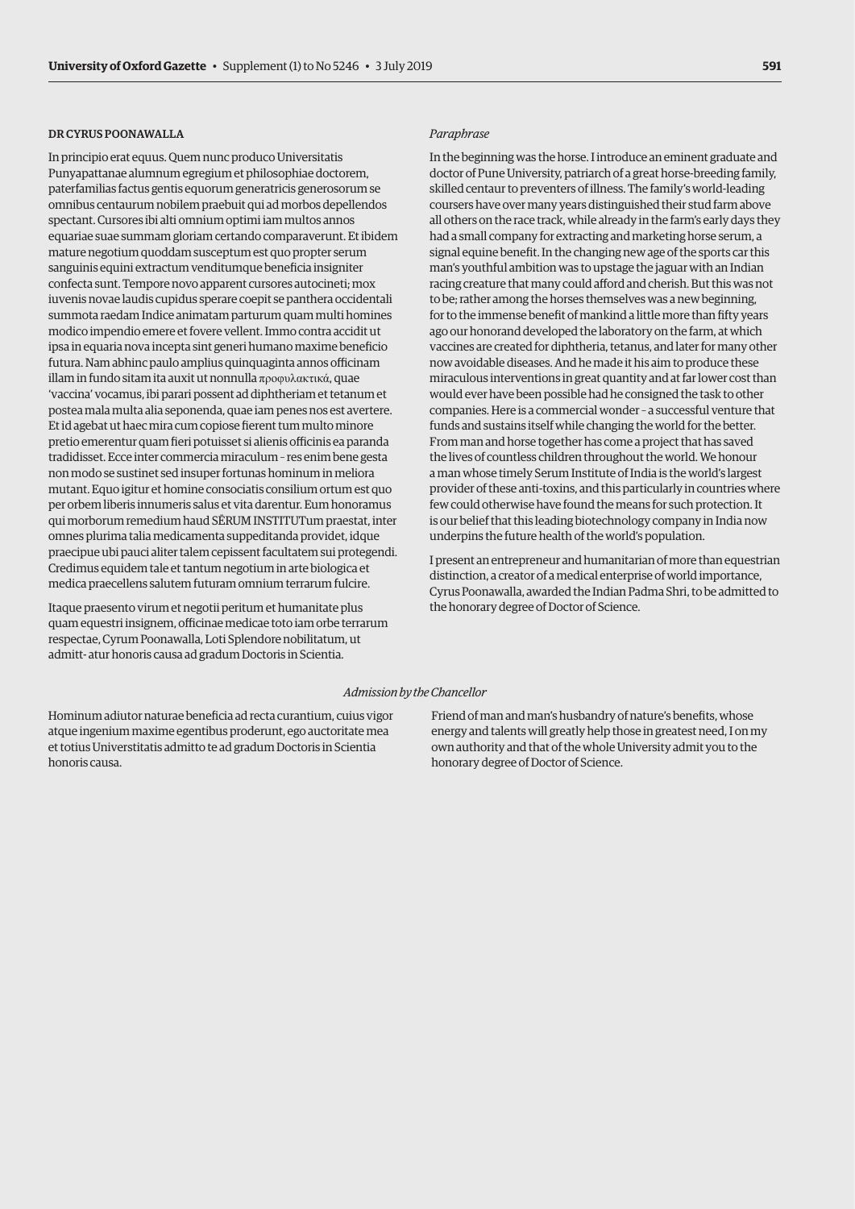### DR CYRUS POONAWALLA

In principio erat equus. Quem nunc produco Universitatis Punyapattanae alumnum egregium et philosophiae doctorem, paterfamilias factus gentis equorum generatricis generosorum se omnibus centaurum nobilem praebuit qui ad morbos depellendos spectant. Cursores ibi alti omnium optimi iam multos annos equariae suae summam gloriam certando comparaverunt. Et ibidem mature negotium quoddam susceptum est quo propter serum sanguinis equini extractum venditumque beneficia insigniter confecta sunt. Tempore novo apparent cursores autocineti; mox iuvenis novae laudis cupidus sperare coepit se panthera occidentali summota raedam Indice animatam parturum quam multi homines modico impendio emere et fovere vellent. Immo contra accidit ut ipsa in equaria nova incepta sint generi humano maxime beneficio futura. Nam abhinc paulo amplius quinquaginta annos officinam illam in fundo sitam ita auxit ut nonnulla προφυλακτικά, quae 'vaccina' vocamus, ibi parari possent ad diphtheriam et tetanum et postea mala multa alia seponenda, quae iam penes nos est avertere. Et id agebat ut haec mira cum copiose fierent tum multo minore pretio emerentur quam fieri potuisset si alienis officinis ea paranda tradidisset. Ecce inter commercia miraculum – res enim bene gesta non modo se sustinet sed insuper fortunas hominum in meliora mutant. Equo igitur et homine consociatis consilium ortum est quo per orbem liberis innumeris salus et vita darentur. Eum honoramus qui morborum remedium haud SĒRUM INSTITUTum praestat, inter omnes plurima talia medicamenta suppeditanda providet, idque praecipue ubi pauci aliter talem cepissent facultatem sui protegendi. Credimus equidem tale et tantum negotium in arte biologica et medica praecellens salutem futuram omnium terrarum fulcire.

Itaque praesento virum et negotii peritum et humanitate plus quam equestri insignem, officinae medicae toto iam orbe terrarum respectae, Cyrum Poonawalla, Loti Splendore nobilitatum, ut admitt- atur honoris causa ad gradum Doctoris in Scientia.

*Paraphrase*

In the beginning was the horse. I introduce an eminent graduate and doctor of Pune University, patriarch of a great horse-breeding family, skilled centaur to preventers of illness. The family's world-leading coursers have over many years distinguished their stud farm above all others on the race track, while already in the farm's early days they had a small company for extracting and marketing horse serum, a signal equine benefit. In the changing new age of the sports car this man's youthful ambition was to upstage the jaguar with an Indian racing creature that many could afford and cherish. But this was not to be; rather among the horses themselves was a new beginning, for to the immense benefit of mankind a little more than fifty years ago our honorand developed the laboratory on the farm, at which vaccines are created for diphtheria, tetanus, and later for many other now avoidable diseases. And he made it his aim to produce these miraculous interventions in great quantity and at far lower cost than would ever have been possible had he consigned the task to other companies. Here is a commercial wonder – a successful venture that funds and sustains itself while changing the world for the better. From man and horse together has come a project that has saved the lives of countless children throughout the world. We honour a man whose timely Serum Institute of India is the world's largest provider of these anti-toxins, and this particularly in countries where few could otherwise have found the means for such protection. It is our belief that this leading biotechnology company in India now underpins the future health of the world's population.

I present an entrepreneur and humanitarian of more than equestrian distinction, a creator of a medical enterprise of world importance, Cyrus Poonawalla, awarded the Indian Padma Shri, to be admitted to the honorary degree of Doctor of Science.

*Admission by the Chancellor*

Hominum adiutor naturae beneficia ad recta curantium, cuius vigor atque ingenium maxime egentibus proderunt, ego auctoritate mea et totius Universtitatis admitto te ad gradum Doctoris in Scientia honoris causa.

Friend of man and man's husbandry of nature's benefits, whose energy and talents will greatly help those in greatest need, I on my own authority and that of the whole University admit you to the honorary degree of Doctor of Science.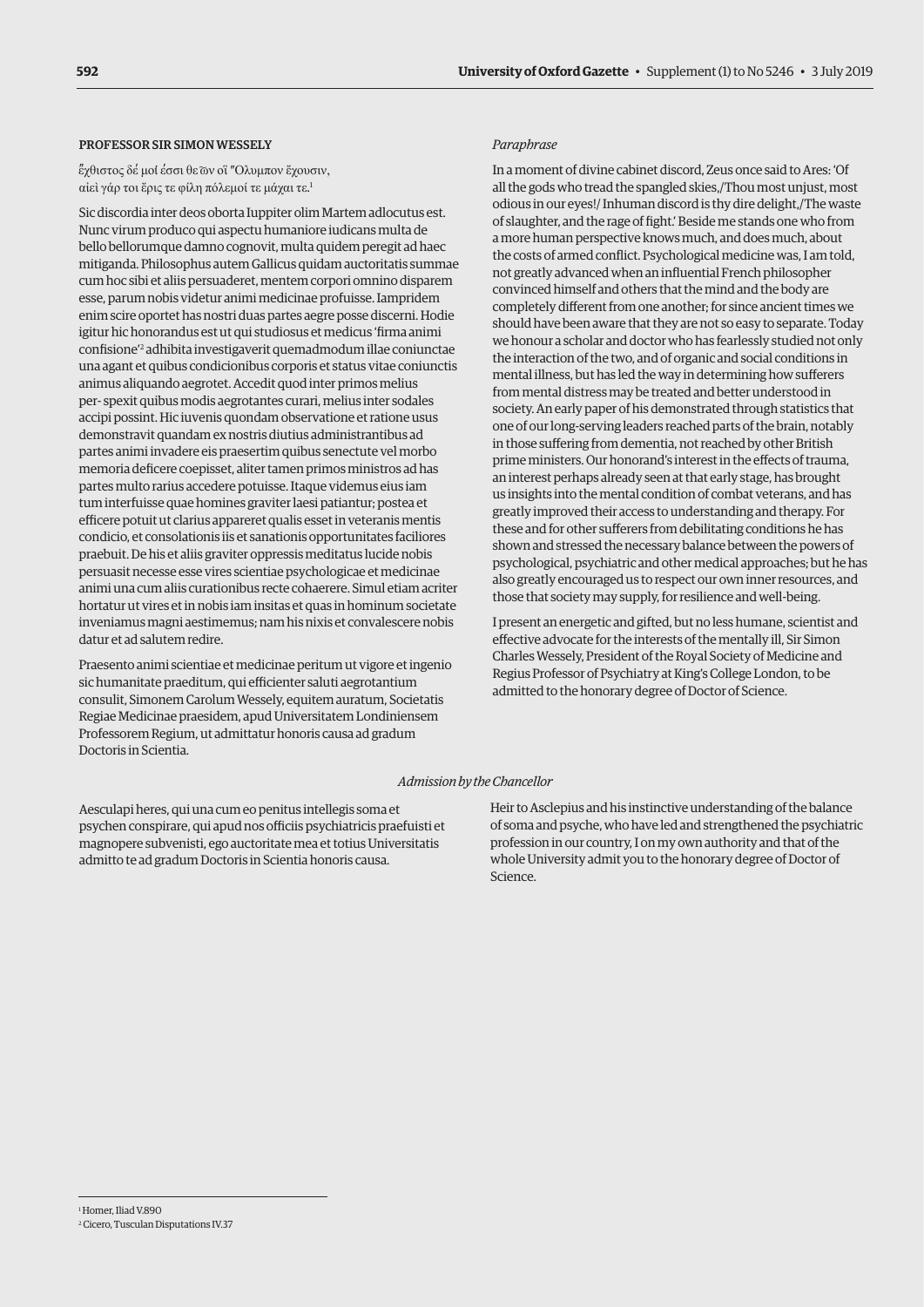### PROFESSOR SIR SIMON WESSELY

ἔχθιστος δέ μοί ἐσσι θεῶν οἳ Ὄλυμπον ἔχουσιν,
αἰεὶ γάρ τοι ἔρις τε φίλη πόλεμοί τε μάχαι τε.[1]

Sic discordia inter deos oborta Iuppiter olim Martem adlocutus est. Nunc virum produco qui aspectu humaniore iudicans multa de bello bellorumque damno cognovit, multa quidem peregit ad haec mitiganda. Philosophus autem Gallicus quidam auctoritatis summae cum hoc sibi et aliis persuaderet, mentem corpori omnino disparem esse, parum nobis videtur animi medicinae profuisse. Iampridem enim scire oportet has nostri duas partes aegre posse discerni. Hodie igitur hic honorandus est ut qui studiosus et medicus 'firma animi confisione'[2] adhibita investigaverit quemadmodum illae coniunctae una agant et quibus condicionibus corporis et status vitae coniunctis animus aliquando aegrotet. Accedit quod inter primos melius per- spexit quibus modis aegrotantes curari, melius inter sodales accipi possint. Hic iuvenis quondam observatione et ratione usus demonstravit quandam ex nostris diutius administrantibus ad partes animi invadere eis praesertim quibus senectute vel morbo memoria deficere coepisset, aliter tamen primos ministros ad has partes multo rarius accedere potuisse. Itaque videmus eius iam tum interfuisse quae homines graviter laesi patiantur; postea et efficere potuit ut clarius appareret qualis esset in veteranis mentis condicio, et consolationis iis et sanationis opportunitates faciliores praebuit. De his et aliis graviter oppressis meditatus lucide nobis persuasit necesse esse vires scientiae psychologicae et medicinae animi una cum aliis curationibus recte cohaerere. Simul etiam acriter hortatur ut vires et in nobis iam insitas et quas in hominum societate inveniamus magni aestimemus; nam his nixis et convalescere nobis datur et ad salutem redire.

Praesento animi scientiae et medicinae peritum ut vigore et ingenio sic humanitate praeditum, qui efficienter saluti aegrotantium consulit, Simonem Carolum Wessely, equitem auratum, Societatis Regiae Medicinae praesidem, apud Universitatem Londiniensem Professorem Regium, ut admittatur honoris causa ad gradum Doctoris in Scientia.

*Paraphrase*

In a moment of divine cabinet discord, Zeus once said to Ares: 'Of all the gods who tread the spangled skies,/Thou most unjust, most odious in our eyes!/ Inhuman discord is thy dire delight,/The waste of slaughter, and the rage of fight.' Beside me stands one who from a more human perspective knows much, and does much, about the costs of armed conflict. Psychological medicine was, I am told, not greatly advanced when an influential French philosopher convinced himself and others that the mind and the body are completely different from one another; for since ancient times we should have been aware that they are not so easy to separate. Today we honour a scholar and doctor who has fearlessly studied not only the interaction of the two, and of organic and social conditions in mental illness, but has led the way in determining how sufferers from mental distress may be treated and better understood in society. An early paper of his demonstrated through statistics that one of our long-serving leaders reached parts of the brain, notably in those suffering from dementia, not reached by other British prime ministers. Our honorand's interest in the effects of trauma, an interest perhaps already seen at that early stage, has brought us insights into the mental condition of combat veterans, and has greatly improved their access to understanding and therapy. For these and for other sufferers from debilitating conditions he has shown and stressed the necessary balance between the powers of psychological, psychiatric and other medical approaches; but he has also greatly encouraged us to respect our own inner resources, and those that society may supply, for resilience and well-being.

I present an energetic and gifted, but no less humane, scientist and effective advocate for the interests of the mentally ill, Sir Simon Charles Wessely, President of the Royal Society of Medicine and Regius Professor of Psychiatry at King's College London, to be admitted to the honorary degree of Doctor of Science.

*Admission by the Chancellor*

Aesculapi heres, qui una cum eo penitus intellegis soma et psychen conspirare, qui apud nos officiis psychiatricis praefuisti et magnopere subvenisti, ego auctoritate mea et totius Universitatis admitto te ad gradum Doctoris in Scientia honoris causa.

Heir to Asclepius and his instinctive understanding of the balance of soma and psyche, who have led and strengthened the psychiatric profession in our country, I on my own authority and that of the whole University admit you to the honorary degree of Doctor of Science.

---

[1] Homer, Iliad V.890

[2] Cicero, Tusculan Disputations IV.37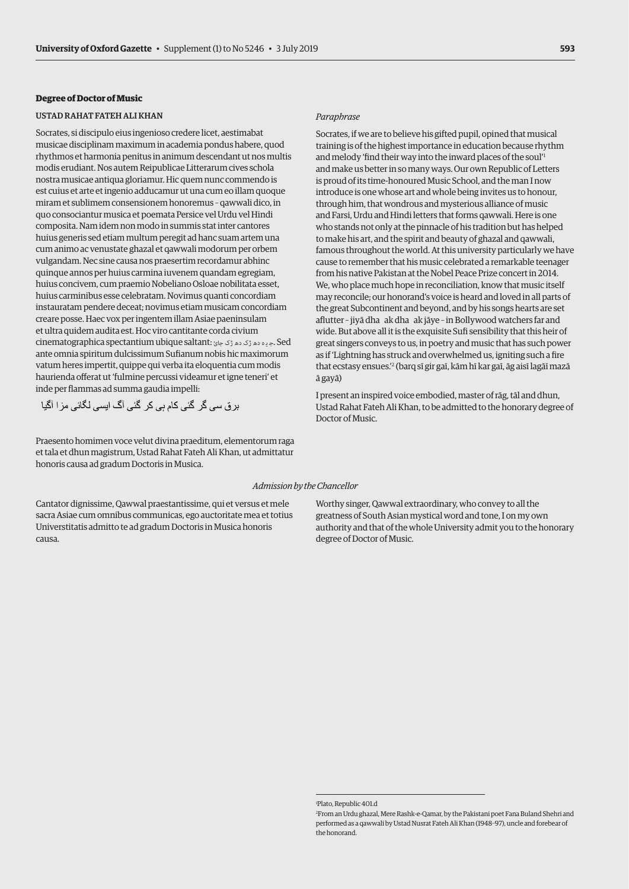## Degree of Doctor of Music

### USTAD RAHAT FATEH ALI KHAN

Socrates, si discipulo eius ingenioso credere licet, aestimabat musicae disciplinam maximum in academia pondus habere, quod rhythmos et harmonia penitus in animum descendant ut nos multis modis erudiant. Nos autem Reipublicae Litterarum cives schola nostra musicae antiqua gloriamur. Hic quem nunc commendo is est cuius et arte et ingenio adducamur ut una cum eo illam quoque miram et sublimem consensionem honoremus – qawwali dico, in quo consociantur musica et poemata Persice vel Urdu vel Hindi composita. Nam idem non modo in summis stat inter cantores huius generis sed etiam multum peregit ad hanc suam artem una cum animo ac venustate ghazal et qawwali modorum per orbem vulgandam. Nec sine causa nos praesertim recordamur abhinc quinque annos per huius carmina iuvenem quandam egregiam, huius concivem, cum praemio Nobeliano Osloae nobilitata esset, huius carminibus esse celebratam. Novimus quanti concordiam instauratam pendere deceat; novimus etiam musicam concordiam creare posse. Haec vox per ingentem illam Asiae paeninsulam et ultra quidem audita est. Hoc viro cantitante corda civium cinematographica spectantium ubique saltant: جیِہ دھ ڑک دھ ڑک جائ. Sed ante omnia spiritum dulcissimum Sufianum nobis hic maximorum vatum heres impertit, quippe qui verba ita eloquentia cum modis haurienda offerat ut 'fulmine percussi videamur et igne teneri' et inde per flammas ad summa gaudia impelli:

برق سی گر گئی کام ہی کر گئی آگ ایسی لگائی مزا آگیا

Praesento hominem voce velut divina praeditum, elementorum raga et tala et dhun magistrum, Ustad Rahat Fateh Ali Khan, ut admittatur honoris causa ad gradum Doctoris in Musica.

*Paraphrase*

Socrates, if we are to believe his gifted pupil, opined that musical training is of the highest importance in education because rhythm and melody 'find their way into the inward places of the soul'[1] and make us better in so many ways. Our own Republic of Letters is proud of its time-honoured Music School, and the man I now introduce is one whose art and whole being invites us to honour, through him, that wondrous and mysterious alliance of music and Farsi, Urdu and Hindi letters that forms qawwali. Here is one who stands not only at the pinnacle of his tradition but has helped to make his art, and the spirit and beauty of ghazal and qawwali, famous throughout the world. At this university particularly we have cause to remember that his music celebrated a remarkable teenager from his native Pakistan at the Nobel Peace Prize concert in 2014. We, who place much hope in reconciliation, know that music itself may reconcile; our honorand's voice is heard and loved in all parts of the great Subcontinent and beyond, and by his songs hearts are set aflutter – jiyā dhaḍak dhaḍak jāye – in Bollywood watchers far and wide. But above all it is the exquisite Sufi sensibility that this heir of great singers conveys to us, in poetry and music that has such power as if 'Lightning has struck and overwhelmed us, igniting such a fire that ecstasy ensues.'[2] (barq sī gir gaī, kām hī kar gaī, āg aisī lagāī mazā ā gayā)

I present an inspired voice embodied, master of rāg, tāl and dhun, Ustad Rahat Fateh Ali Khan, to be admitted to the honorary degree of Doctor of Music.

*Admission by the Chancellor*

Cantator dignissime, Qawwal praestantissime, qui et versus et mele sacra Asiae cum omnibus communicas, ego auctoritate mea et totius Universtitatis admitto te ad gradum Doctoris in Musica honoris causa.

Worthy singer, Qawwal extraordinary, who convey to all the greatness of South Asian mystical word and tone, I on my own authority and that of the whole University admit you to the honorary degree of Doctor of Music.

---

[1] Plato, Republic 401.d

[2] From an Urdu ghazal, Mere Rashk-e-Qamar, by the Pakistani poet Fana Buland Shehri and performed as a qawwali by Ustad Nusrat Fateh Ali Khan (1948–97), uncle and forebear of the honorand.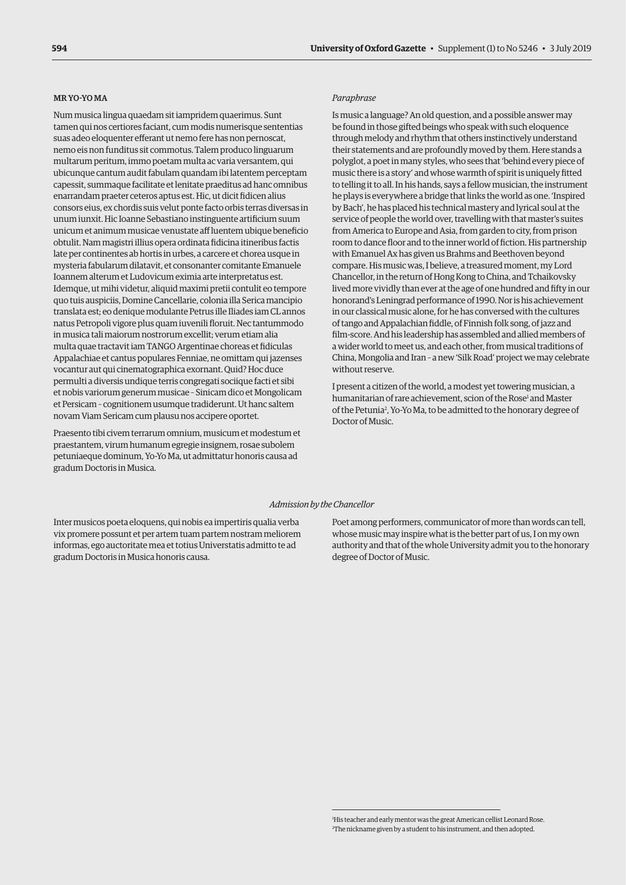MR YO-YO MA

Num musica lingua quaedam sit iampridem quaerimus. Sunt tamen qui nos certiores faciant, cum modis numerisque sententias suas adeo eloquenter efferant ut nemo fere has non pernoscat, nemo eis non funditus sit commotus. Talem produco linguarum multarum peritum, immo poetam multa ac varia versantem, qui ubicunque cantum audit fabulam quandam ibi latentem perceptam capessit, summaque facilitate et lenitate praeditus ad hanc omnibus enarrandam praeter ceteros aptus est. Hic, ut dicit fidicen alius consors eius, ex chordis suis velut ponte facto orbis terras diversas in unum iunxit. Hic Ioanne Sebastiano instinguente artificium suum unicum et animum musicae venustate affluentem ubique beneficio obtulit. Nam magistri illius opera ordinata fidicina itineribus factis late per continentes ab hortis in urbes, a carcere et chorea usque in mysteria fabularum dilatavit, et consonanter comitante Emanuele Ioannem alterum et Ludovicum eximia arte interpretatus est. Idemque, ut mihi videtur, aliquid maximi pretii contulit eo tempore quo tuis auspiciis, Domine Cancellarie, colonia illa Serica mancipio translata est; eo denique modulante Petrus ille Iliades iam CL annos natus Petropoli vigore plus quam iuvenili floruit. Nec tantummodo in musica tali maiorum nostrorum excellit; verum etiam alia multa quae tractavit iam TANGO Argentinae choreas et fidiculas Appalachiae et cantus populares Fenniae, ne omittam qui jazenses vocantur aut qui cinematographica exornant. Quid? Hoc duce permulti a diversis undique terris congregati sociique facti et sibi et nobis variorum generum musicae – Sinicam dico et Mongolicam et Persicam – cognitionem usumque tradiderunt. Ut hanc saltem novam Viam Sericam cum plausu nos accipere oportet.

Praesento tibi civem terrarum omnium, musicum et modestum et praestantem, virum humanum egregie insignem, rosae subolem petuniaeque dominum, Yo-Yo Ma, ut admittatur honoris causa ad gradum Doctoris in Musica.

*Paraphrase*

Is music a language? An old question, and a possible answer may be found in those gifted beings who speak with such eloquence through melody and rhythm that others instinctively understand their statements and are profoundly moved by them. Here stands a polyglot, a poet in many styles, who sees that 'behind every piece of music there is a story' and whose warmth of spirit is uniquely fitted to telling it to all. In his hands, says a fellow musician, the instrument he plays is everywhere a bridge that links the world as one. 'Inspired by Bach', he has placed his technical mastery and lyrical soul at the service of people the world over, travelling with that master's suites from America to Europe and Asia, from garden to city, from prison room to dance floor and to the inner world of fiction. His partnership with Emanuel Ax has given us Brahms and Beethoven beyond compare. His music was, I believe, a treasured moment, my Lord Chancellor, in the return of Hong Kong to China, and Tchaikovsky lived more vividly than ever at the age of one hundred and fifty in our honorand's Leningrad performance of 1990. Nor is his achievement in our classical music alone, for he has conversed with the cultures of tango and Appalachian fiddle, of Finnish folk song, of jazz and film-score. And his leadership has assembled and allied members of a wider world to meet us, and each other, from musical traditions of China, Mongolia and Iran – a new 'Silk Road' project we may celebrate without reserve.

I present a citizen of the world, a modest yet towering musician, a humanitarian of rare achievement, scion of the Rose[1] and Master of the Petunia[2], Yo-Yo Ma, to be admitted to the honorary degree of Doctor of Music.

*Admission by the Chancellor*

Inter musicos poeta eloquens, qui nobis ea impertiris qualia verba vix promere possunt et per artem tuam partem nostram meliorem informas, ego auctoritate mea et totius Universtatis admitto te ad gradum Doctoris in Musica honoris causa.

Poet among performers, communicator of more than words can tell, whose music may inspire what is the better part of us, I on my own authority and that of the whole University admit you to the honorary degree of Doctor of Music.

---

[1] His teacher and early mentor was the great American cellist Leonard Rose.
[2] The nickname given by a student to his instrument, and then adopted.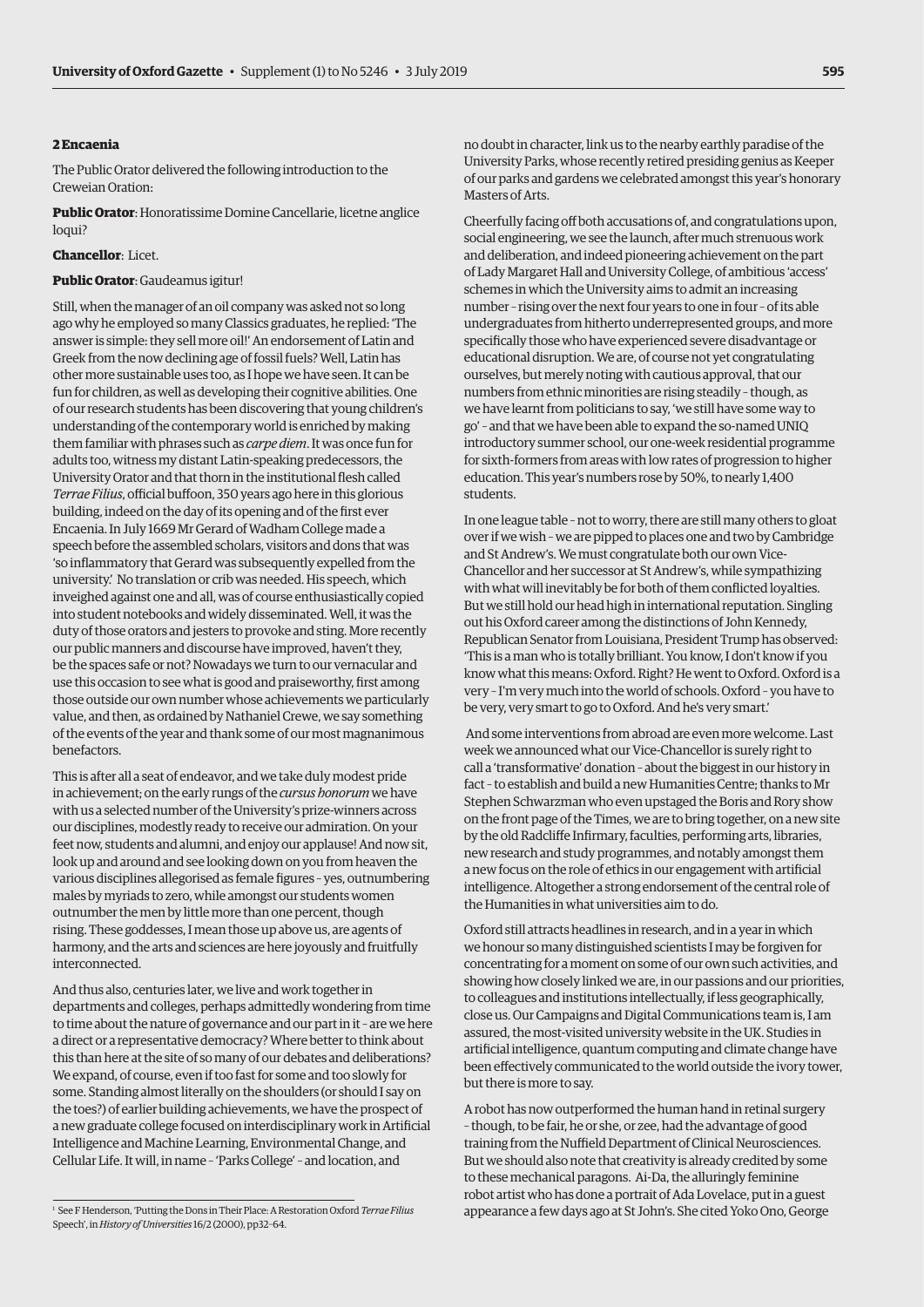## 2 Encaenia

The Public Orator delivered the following introduction to the Creweian Oration:

**Public Orator**: Honoratissime Domine Cancellarie, licetne anglice loqui?

**Chancellor**: Licet.

**Public Orator**: Gaudeamus igitur!

Still, when the manager of an oil company was asked not so long ago why he employed so many Classics graduates, he replied: 'The answer is simple: they sell more oil!' An endorsement of Latin and Greek from the now declining age of fossil fuels? Well, Latin has other more sustainable uses too, as I hope we have seen. It can be fun for children, as well as developing their cognitive abilities. One of our research students has been discovering that young children's understanding of the contemporary world is enriched by making them familiar with phrases such as *carpe diem*. It was once fun for adults too, witness my distant Latin-speaking predecessors, the University Orator and that thorn in the institutional flesh called *Terrae Filius*, official buffoon, 350 years ago here in this glorious building, indeed on the day of its opening and of the first ever Encaenia. In July 1669 Mr Gerard of Wadham College made a speech before the assembled scholars, visitors and dons that was 'so inflammatory that Gerard was subsequently expelled from the university.' No translation or crib was needed. His speech, which inveighed against one and all, was of course enthusiastically copied into student notebooks and widely disseminated. Well, it was the duty of those orators and jesters to provoke and sting. More recently our public manners and discourse have improved, haven't they, be the spaces safe or not? Nowadays we turn to our vernacular and use this occasion to see what is good and praiseworthy, first among those outside our own number whose achievements we particularly value, and then, as ordained by Nathaniel Crewe, we say something of the events of the year and thank some of our most magnanimous benefactors.

This is after all a seat of endeavor, and we take duly modest pride in achievement; on the early rungs of the *cursus honorum* we have with us a selected number of the University's prize-winners across our disciplines, modestly ready to receive our admiration. On your feet now, students and alumni, and enjoy our applause! And now sit, look up and around and see looking down on you from heaven the various disciplines allegorised as female figures – yes, outnumbering males by myriads to zero, while amongst our students women outnumber the men by little more than one percent, though rising. These goddesses, I mean those up above us, are agents of harmony, and the arts and sciences are here joyously and fruitfully interconnected.

And thus also, centuries later, we live and work together in departments and colleges, perhaps admittedly wondering from time to time about the nature of governance and our part in it – are we here a direct or a representative democracy? Where better to think about this than here at the site of so many of our debates and deliberations? We expand, of course, even if too fast for some and too slowly for some. Standing almost literally on the shoulders (or should I say on the toes?) of earlier building achievements, we have the prospect of a new graduate college focused on interdisciplinary work in Artificial Intelligence and Machine Learning, Environmental Change, and Cellular Life. It will, in name – 'Parks College' – and location, and no doubt in character, link us to the nearby earthly paradise of the University Parks, whose recently retired presiding genius as Keeper of our parks and gardens we celebrated amongst this year's honorary Masters of Arts.

Cheerfully facing off both accusations of, and congratulations upon, social engineering, we see the launch, after much strenuous work and deliberation, and indeed pioneering achievement on the part of Lady Margaret Hall and University College, of ambitious 'access' schemes in which the University aims to admit an increasing number – rising over the next four years to one in four – of its able undergraduates from hitherto underrepresented groups, and more specifically those who have experienced severe disadvantage or educational disruption. We are, of course not yet congratulating ourselves, but merely noting with cautious approval, that our numbers from ethnic minorities are rising steadily – though, as we have learnt from politicians to say, 'we still have some way to go' – and that we have been able to expand the so-named UNIQ introductory summer school, our one-week residential programme for sixth-formers from areas with low rates of progression to higher education. This year's numbers rose by 50%, to nearly 1,400 students.

In one league table – not to worry, there are still many others to gloat over if we wish – we are pipped to places one and two by Cambridge and St Andrew's. We must congratulate both our own Vice-Chancellor and her successor at St Andrew's, while sympathizing with what will inevitably be for both of them conflicted loyalties. But we still hold our head high in international reputation. Singling out his Oxford career among the distinctions of John Kennedy, Republican Senator from Louisiana, President Trump has observed: 'This is a man who is totally brilliant. You know, I don't know if you know what this means: Oxford. Right? He went to Oxford. Oxford is a very – I'm very much into the world of schools. Oxford – you have to be very, very smart to go to Oxford. And he's very smart.'

And some interventions from abroad are even more welcome. Last week we announced what our Vice-Chancellor is surely right to call a 'transformative' donation – about the biggest in our history in fact – to establish and build a new Humanities Centre; thanks to Mr Stephen Schwarzman who even upstaged the Boris and Rory show on the front page of the Times, we are to bring together, on a new site by the old Radcliffe Infirmary, faculties, performing arts, libraries, new research and study programmes, and notably amongst them a new focus on the role of ethics in our engagement with artificial intelligence. Altogether a strong endorsement of the central role of the Humanities in what universities aim to do.

Oxford still attracts headlines in research, and in a year in which we honour so many distinguished scientists I may be forgiven for concentrating for a moment on some of our own such activities, and showing how closely linked we are, in our passions and our priorities, to colleagues and institutions intellectually, if less geographically, close us. Our Campaigns and Digital Communications team is, I am assured, the most-visited university website in the UK. Studies in artificial intelligence, quantum computing and climate change have been effectively communicated to the world outside the ivory tower, but there is more to say.

A robot has now outperformed the human hand in retinal surgery – though, to be fair, he or she, or zee, had the advantage of good training from the Nuffield Department of Clinical Neurosciences. But we should also note that creativity is already credited by some to these mechanical paragons. Ai-Da, the alluringly feminine robot artist who has done a portrait of Ada Lovelace, put in a guest appearance a few days ago at St John's. She cited Yoko Ono, George

[1] See F Henderson, 'Putting the Dons in Their Place: A Restoration Oxford *Terrae Filius* Speech', in *History of Universities* 16/2 (2000), pp32–64.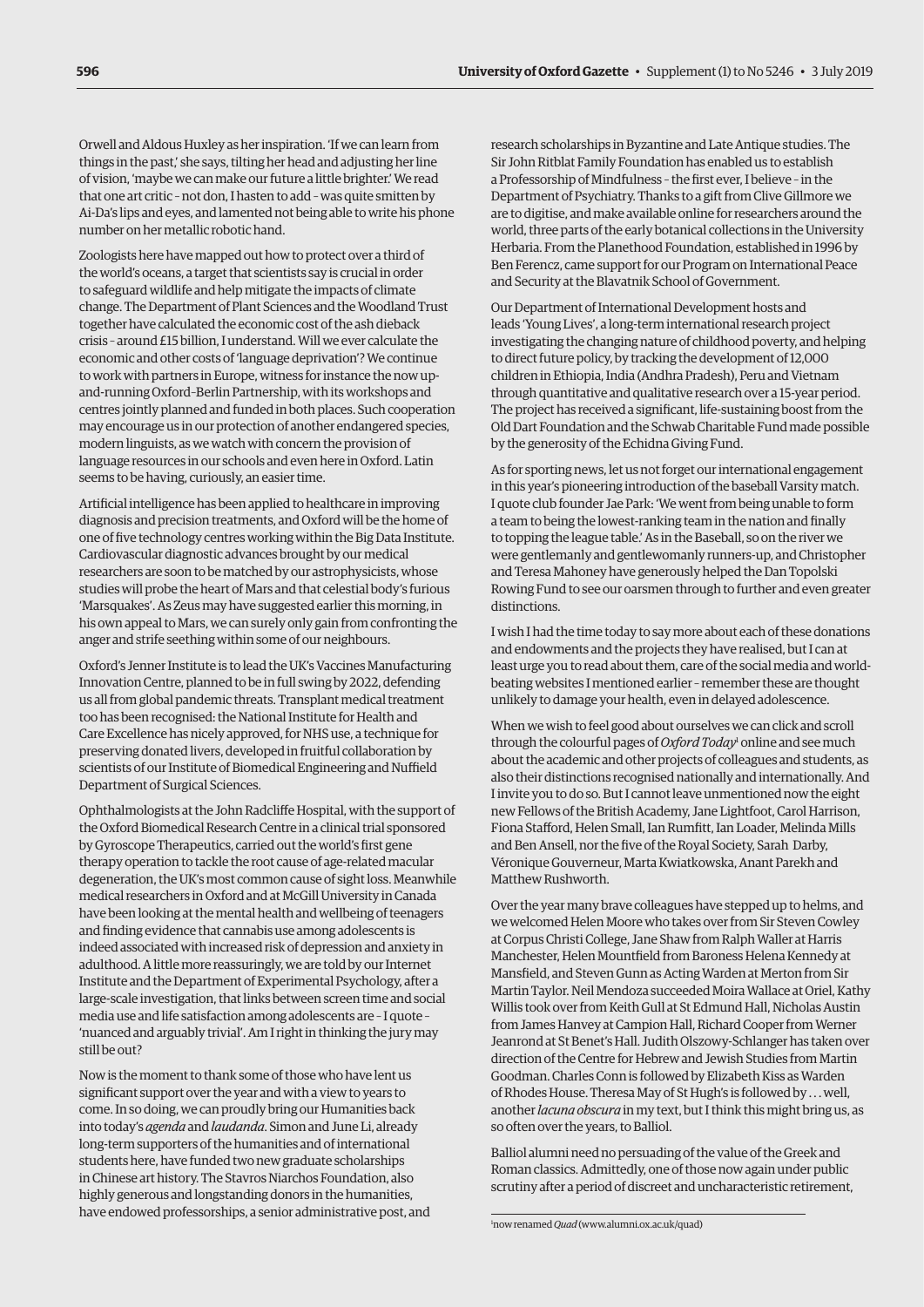Orwell and Aldous Huxley as her inspiration. 'If we can learn from things in the past,' she says, tilting her head and adjusting her line of vision, 'maybe we can make our future a little brighter.' We read that one art critic – not don, I hasten to add – was quite smitten by Ai-Da's lips and eyes, and lamented not being able to write his phone number on her metallic robotic hand.

Zoologists here have mapped out how to protect over a third of the world's oceans, a target that scientists say is crucial in order to safeguard wildlife and help mitigate the impacts of climate change. The Department of Plant Sciences and the Woodland Trust together have calculated the economic cost of the ash dieback crisis – around £15 billion, I understand. Will we ever calculate the economic and other costs of 'language deprivation'? We continue to work with partners in Europe, witness for instance the now up-and-running Oxford–Berlin Partnership, with its workshops and centres jointly planned and funded in both places. Such cooperation may encourage us in our protection of another endangered species, modern linguists, as we watch with concern the provision of language resources in our schools and even here in Oxford. Latin seems to be having, curiously, an easier time.

Artificial intelligence has been applied to healthcare in improving diagnosis and precision treatments, and Oxford will be the home of one of five technology centres working within the Big Data Institute. Cardiovascular diagnostic advances brought by our medical researchers are soon to be matched by our astrophysicists, whose studies will probe the heart of Mars and that celestial body's furious 'Marsquakes'. As Zeus may have suggested earlier this morning, in his own appeal to Mars, we can surely only gain from confronting the anger and strife seething within some of our neighbours.

Oxford's Jenner Institute is to lead the UK's Vaccines Manufacturing Innovation Centre, planned to be in full swing by 2022, defending us all from global pandemic threats. Transplant medical treatment too has been recognised: the National Institute for Health and Care Excellence has nicely approved, for NHS use, a technique for preserving donated livers, developed in fruitful collaboration by scientists of our Institute of Biomedical Engineering and Nuffield Department of Surgical Sciences.

Ophthalmologists at the John Radcliffe Hospital, with the support of the Oxford Biomedical Research Centre in a clinical trial sponsored by Gyroscope Therapeutics, carried out the world's first gene therapy operation to tackle the root cause of age-related macular degeneration, the UK's most common cause of sight loss. Meanwhile medical researchers in Oxford and at McGill University in Canada have been looking at the mental health and wellbeing of teenagers and finding evidence that cannabis use among adolescents is indeed associated with increased risk of depression and anxiety in adulthood. A little more reassuringly, we are told by our Internet Institute and the Department of Experimental Psychology, after a large-scale investigation, that links between screen time and social media use and life satisfaction among adolescents are – I quote – 'nuanced and arguably trivial'. Am I right in thinking the jury may still be out?

Now is the moment to thank some of those who have lent us significant support over the year and with a view to years to come. In so doing, we can proudly bring our Humanities back into today's *agenda* and *laudanda*. Simon and June Li, already long-term supporters of the humanities and of international students here, have funded two new graduate scholarships in Chinese art history. The Stavros Niarchos Foundation, also highly generous and longstanding donors in the humanities, have endowed professorships, a senior administrative post, and research scholarships in Byzantine and Late Antique studies. The Sir John Ritblat Family Foundation has enabled us to establish a Professorship of Mindfulness – the first ever, I believe – in the Department of Psychiatry. Thanks to a gift from Clive Gillmore we are to digitise, and make available online for researchers around the world, three parts of the early botanical collections in the University Herbaria. From the Planethood Foundation, established in 1996 by Ben Ferencz, came support for our Program on International Peace and Security at the Blavatnik School of Government.

Our Department of International Development hosts and leads 'Young Lives', a long-term international research project investigating the changing nature of childhood poverty, and helping to direct future policy, by tracking the development of 12,000 children in Ethiopia, India (Andhra Pradesh), Peru and Vietnam through quantitative and qualitative research over a 15-year period. The project has received a significant, life-sustaining boost from the Old Dart Foundation and the Schwab Charitable Fund made possible by the generosity of the Echidna Giving Fund.

As for sporting news, let us not forget our international engagement in this year's pioneering introduction of the baseball Varsity match. I quote club founder Jae Park: 'We went from being unable to form a team to being the lowest-ranking team in the nation and finally to topping the league table.' As in the Baseball, so on the river we were gentlemanly and gentlewomanly runners-up, and Christopher and Teresa Mahoney have generously helped the Dan Topolski Rowing Fund to see our oarsmen through to further and even greater distinctions.

I wish I had the time today to say more about each of these donations and endowments and the projects they have realised, but I can at least urge you to read about them, care of the social media and world-beating websites I mentioned earlier – remember these are thought unlikely to damage your health, even in delayed adolescence.

When we wish to feel good about ourselves we can click and scroll through the colourful pages of *Oxford Today*[1] online and see much about the academic and other projects of colleagues and students, as also their distinctions recognised nationally and internationally. And I invite you to do so. But I cannot leave unmentioned now the eight new Fellows of the British Academy, Jane Lightfoot, Carol Harrison, Fiona Stafford, Helen Small, Ian Rumfitt, Ian Loader, Melinda Mills and Ben Ansell, nor the five of the Royal Society, Sarah Darby, Véronique Gouverneur, Marta Kwiatkowska, Anant Parekh and Matthew Rushworth.

Over the year many brave colleagues have stepped up to helms, and we welcomed Helen Moore who takes over from Sir Steven Cowley at Corpus Christi College, Jane Shaw from Ralph Waller at Harris Manchester, Helen Mountfield from Baroness Helena Kennedy at Mansfield, and Steven Gunn as Acting Warden at Merton from Sir Martin Taylor. Neil Mendoza succeeded Moira Wallace at Oriel, Kathy Willis took over from Keith Gull at St Edmund Hall, Nicholas Austin from James Hanvey at Campion Hall, Richard Cooper from Werner Jeanrond at St Benet's Hall. Judith Olszowy-Schlanger has taken over direction of the Centre for Hebrew and Jewish Studies from Martin Goodman. Charles Conn is followed by Elizabeth Kiss as Warden of Rhodes House. Theresa May of St Hugh's is followed by . . . well, another *lacuna obscura* in my text, but I think this might bring us, as so often over the years, to Balliol.

Balliol alumni need no persuading of the value of the Greek and Roman classics. Admittedly, one of those now again under public scrutiny after a period of discreet and uncharacteristic retirement,

[1] now renamed *Quad* (www.alumni.ox.ac.uk/quad)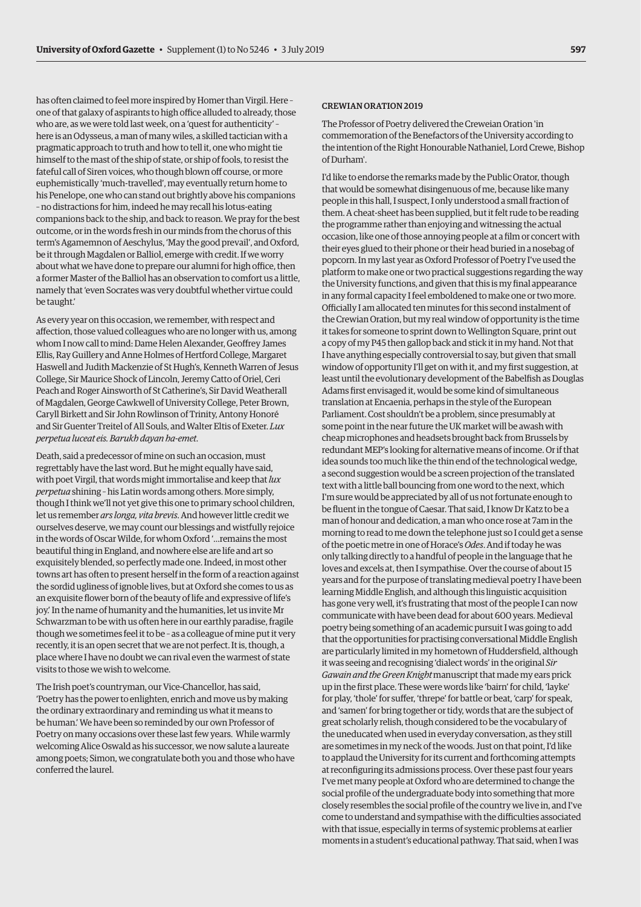has often claimed to feel more inspired by Homer than Virgil. Here – one of that galaxy of aspirants to high office alluded to already, those who are, as we were told last week, on a 'quest for authenticity' – here is an Odysseus, a man of many wiles, a skilled tactician with a pragmatic approach to truth and how to tell it, one who might tie himself to the mast of the ship of state, or ship of fools, to resist the fateful call of Siren voices, who though blown off course, or more euphemistically 'much-travelled', may eventually return home to his Penelope, one who can stand out brightly above his companions – no distractions for him, indeed he may recall his lotus-eating companions back to the ship, and back to reason. We pray for the best outcome, or in the words fresh in our minds from the chorus of this term's Agamemnon of Aeschylus, 'May the good prevail', and Oxford, be it through Magdalen or Balliol, emerge with credit. If we worry about what we have done to prepare our alumni for high office, then a former Master of the Balliol has an observation to comfort us a little, namely that 'even Socrates was very doubtful whether virtue could be taught.'

As every year on this occasion, we remember, with respect and affection, those valued colleagues who are no longer with us, among whom I now call to mind: Dame Helen Alexander, Geoffrey James Ellis, Ray Guillery and Anne Holmes of Hertford College, Margaret Haswell and Judith Mackenzie of St Hugh's, Kenneth Warren of Jesus College, Sir Maurice Shock of Lincoln, Jeremy Catto of Oriel, Ceri Peach and Roger Ainsworth of St Catherine's, Sir David Weatherall of Magdalen, George Cawkwell of University College, Peter Brown, Caryll Birkett and Sir John Rowlinson of Trinity, Antony Honoré and Sir Guenter Treitel of All Souls, and Walter Eltis of Exeter. *Lux perpetua luceat eis. Barukh dayan ha-emet.*

Death, said a predecessor of mine on such an occasion, must regrettably have the last word. But he might equally have said, with poet Virgil, that words might immortalise and keep that *lux perpetua* shining – his Latin words among others. More simply, though I think we'll not yet give this one to primary school children, let us remember *ars longa, vita brevis*. And however little credit we ourselves deserve, we may count our blessings and wistfully rejoice in the words of Oscar Wilde, for whom Oxford '…remains the most beautiful thing in England, and nowhere else are life and art so exquisitely blended, so perfectly made one. Indeed, in most other towns art has often to present herself in the form of a reaction against the sordid ugliness of ignoble lives, but at Oxford she comes to us as an exquisite flower born of the beauty of life and expressive of life's joy.' In the name of humanity and the humanities, let us invite Mr Schwarzman to be with us often here in our earthly paradise, fragile though we sometimes feel it to be – as a colleague of mine put it very recently, it is an open secret that we are not perfect. It is, though, a place where I have no doubt we can rival even the warmest of state visits to those we wish to welcome.

The Irish poet's countryman, our Vice-Chancellor, has said, 'Poetry has the power to enlighten, enrich and move us by making the ordinary extraordinary and reminding us what it means to be human.' We have been so reminded by our own Professor of Poetry on many occasions over these last few years. While warmly welcoming Alice Oswald as his successor, we now salute a laureate among poets; Simon, we congratulate both you and those who have conferred the laurel.

## CREWIAN ORATION 2019

The Professor of Poetry delivered the Creweian Oration 'in commemoration of the Benefactors of the University according to the intention of the Right Honourable Nathaniel, Lord Crewe, Bishop of Durham'.

I'd like to endorse the remarks made by the Public Orator, though that would be somewhat disingenuous of me, because like many people in this hall, I suspect, I only understood a small fraction of them. A cheat-sheet has been supplied, but it felt rude to be reading the programme rather than enjoying and witnessing the actual occasion, like one of those annoying people at a film or concert with their eyes glued to their phone or their head buried in a nosebag of popcorn. In my last year as Oxford Professor of Poetry I've used the platform to make one or two practical suggestions regarding the way the University functions, and given that this is my final appearance in any formal capacity I feel emboldened to make one or two more. Officially I am allocated ten minutes for this second instalment of the Crewian Oration, but my real window of opportunity is the time it takes for someone to sprint down to Wellington Square, print out a copy of my P45 then gallop back and stick it in my hand. Not that I have anything especially controversial to say, but given that small window of opportunity I'll get on with it, and my first suggestion, at least until the evolutionary development of the Babelfish as Douglas Adams first envisaged it, would be some kind of simultaneous translation at Encaenia, perhaps in the style of the European Parliament. Cost shouldn't be a problem, since presumably at some point in the near future the UK market will be awash with cheap microphones and headsets brought back from Brussels by redundant MEP's looking for alternative means of income. Or if that idea sounds too much like the thin end of the technological wedge, a second suggestion would be a screen projection of the translated text with a little ball bouncing from one word to the next, which I'm sure would be appreciated by all of us not fortunate enough to be fluent in the tongue of Caesar. That said, I know Dr Katz to be a man of honour and dedication, a man who once rose at 7am in the morning to read to me down the telephone just so I could get a sense of the poetic metre in one of Horace's *Odes*. And if today he was only talking directly to a handful of people in the language that he loves and excels at, then I sympathise. Over the course of about 15 years and for the purpose of translating medieval poetry I have been learning Middle English, and although this linguistic acquisition has gone very well, it's frustrating that most of the people I can now communicate with have been dead for about 600 years. Medieval poetry being something of an academic pursuit I was going to add that the opportunities for practising conversational Middle English are particularly limited in my hometown of Huddersfield, although it was seeing and recognising 'dialect words' in the original *Sir Gawain and the Green Knight* manuscript that made my ears prick up in the first place. These were words like 'bairn' for child, 'layke' for play, 'thole' for suffer, 'threpe' for battle or beat, 'carp' for speak, and 'samen' for bring together or tidy, words that are the subject of great scholarly relish, though considered to be the vocabulary of the uneducated when used in everyday conversation, as they still are sometimes in my neck of the woods. Just on that point, I'd like to applaud the University for its current and forthcoming attempts at reconfiguring its admissions process. Over these past four years I've met many people at Oxford who are determined to change the social profile of the undergraduate body into something that more closely resembles the social profile of the country we live in, and I've come to understand and sympathise with the difficulties associated with that issue, especially in terms of systemic problems at earlier moments in a student's educational pathway. That said, when I was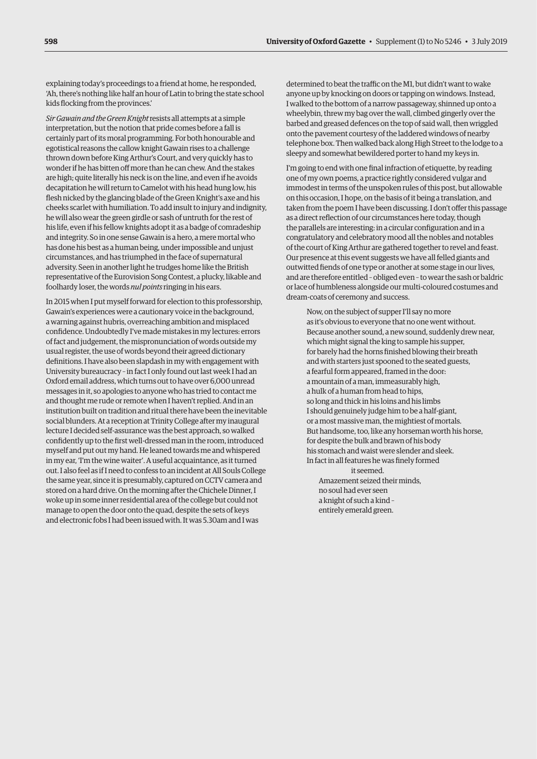explaining today's proceedings to a friend at home, he responded, 'Ah, there's nothing like half an hour of Latin to bring the state school kids flocking from the provinces.'

*Sir Gawain and the Green Knight* resists all attempts at a simple interpretation, but the notion that pride comes before a fall is certainly part of its moral programming. For both honourable and egotistical reasons the callow knight Gawain rises to a challenge thrown down before King Arthur's Court, and very quickly has to wonder if he has bitten off more than he can chew. And the stakes are high; quite literally his neck is on the line, and even if he avoids decapitation he will return to Camelot with his head hung low, his flesh nicked by the glancing blade of the Green Knight's axe and his cheeks scarlet with humiliation. To add insult to injury and indignity, he will also wear the green girdle or sash of untruth for the rest of his life, even if his fellow knights adopt it as a badge of comradeship and integrity. So in one sense Gawain is a hero, a mere mortal who has done his best as a human being, under impossible and unjust circumstances, and has triumphed in the face of supernatural adversity. Seen in another light he trudges home like the British representative of the Eurovision Song Contest, a plucky, likable and foolhardy loser, the words *nul points* ringing in his ears.

In 2015 when I put myself forward for election to this professorship, Gawain's experiences were a cautionary voice in the background, a warning against hubris, overreaching ambition and misplaced confidence. Undoubtedly I've made mistakes in my lectures: errors of fact and judgement, the mispronunciation of words outside my usual register, the use of words beyond their agreed dictionary definitions. I have also been slapdash in my with engagement with University bureaucracy – in fact I only found out last week I had an Oxford email address, which turns out to have over 6,000 unread messages in it, so apologies to anyone who has tried to contact me and thought me rude or remote when I haven't replied. And in an institution built on tradition and ritual there have been the inevitable social blunders. At a reception at Trinity College after my inaugural lecture I decided self-assurance was the best approach, so walked confidently up to the first well-dressed man in the room, introduced myself and put out my hand. He leaned towards me and whispered in my ear, 'I'm the wine waiter'. A useful acquaintance, as it turned out. I also feel as if I need to confess to an incident at All Souls College the same year, since it is presumably, captured on CCTV camera and stored on a hard drive. On the morning after the Chichele Dinner, I woke up in some inner residential area of the college but could not manage to open the door onto the quad, despite the sets of keys and electronic fobs I had been issued with. It was 5.30am and I was determined to beat the traffic on the M1, but didn't want to wake anyone up by knocking on doors or tapping on windows. Instead, I walked to the bottom of a narrow passageway, shinned up onto a wheelybin, threw my bag over the wall, climbed gingerly over the barbed and greased defences on the top of said wall, then wriggled onto the pavement courtesy of the laddered windows of nearby telephone box. Then walked back along High Street to the lodge to a sleepy and somewhat bewildered porter to hand my keys in.

I'm going to end with one final infraction of etiquette, by reading one of my own poems, a practice rightly considered vulgar and immodest in terms of the unspoken rules of this post, but allowable on this occasion, I hope, on the basis of it being a translation, and taken from the poem I have been discussing. I don't offer this passage as a direct reflection of our circumstances here today, though the parallels are interesting: in a circular configuration and in a congratulatory and celebratory mood all the nobles and notables of the court of King Arthur are gathered together to revel and feast. Our presence at this event suggests we have all felled giants and outwitted fiends of one type or another at some stage in our lives, and are therefore entitled – obliged even – to wear the sash or baldric or lace of humbleness alongside our multi-coloured costumes and dream-coats of ceremony and success.

> Now, on the subject of supper I'll say no more
> as it's obvious to everyone that no one went without.
> Because another sound, a new sound, suddenly drew near,
> which might signal the king to sample his supper,
> for barely had the horns finished blowing their breath
> and with starters just spooned to the seated guests,
> a fearful form appeared, framed in the door:
> a mountain of a man, immeasurably high,
> a hulk of a human from head to hips,
> so long and thick in his loins and his limbs
> I should genuinely judge him to be a half-giant,
> or a most massive man, the mightiest of mortals.
> But handsome, too, like any horseman worth his horse,
> for despite the bulk and brawn of his body
> his stomach and waist were slender and sleek.
> In fact in all features he was finely formed
> &nbsp;&nbsp;&nbsp;&nbsp;&nbsp;&nbsp;&nbsp;&nbsp;&nbsp;&nbsp;&nbsp;&nbsp;it seemed.
> &nbsp;&nbsp;&nbsp;&nbsp;Amazement seized their minds,
> &nbsp;&nbsp;&nbsp;&nbsp;no soul had ever seen
> &nbsp;&nbsp;&nbsp;&nbsp;a knight of such a kind –
> &nbsp;&nbsp;&nbsp;&nbsp;entirely emerald green.